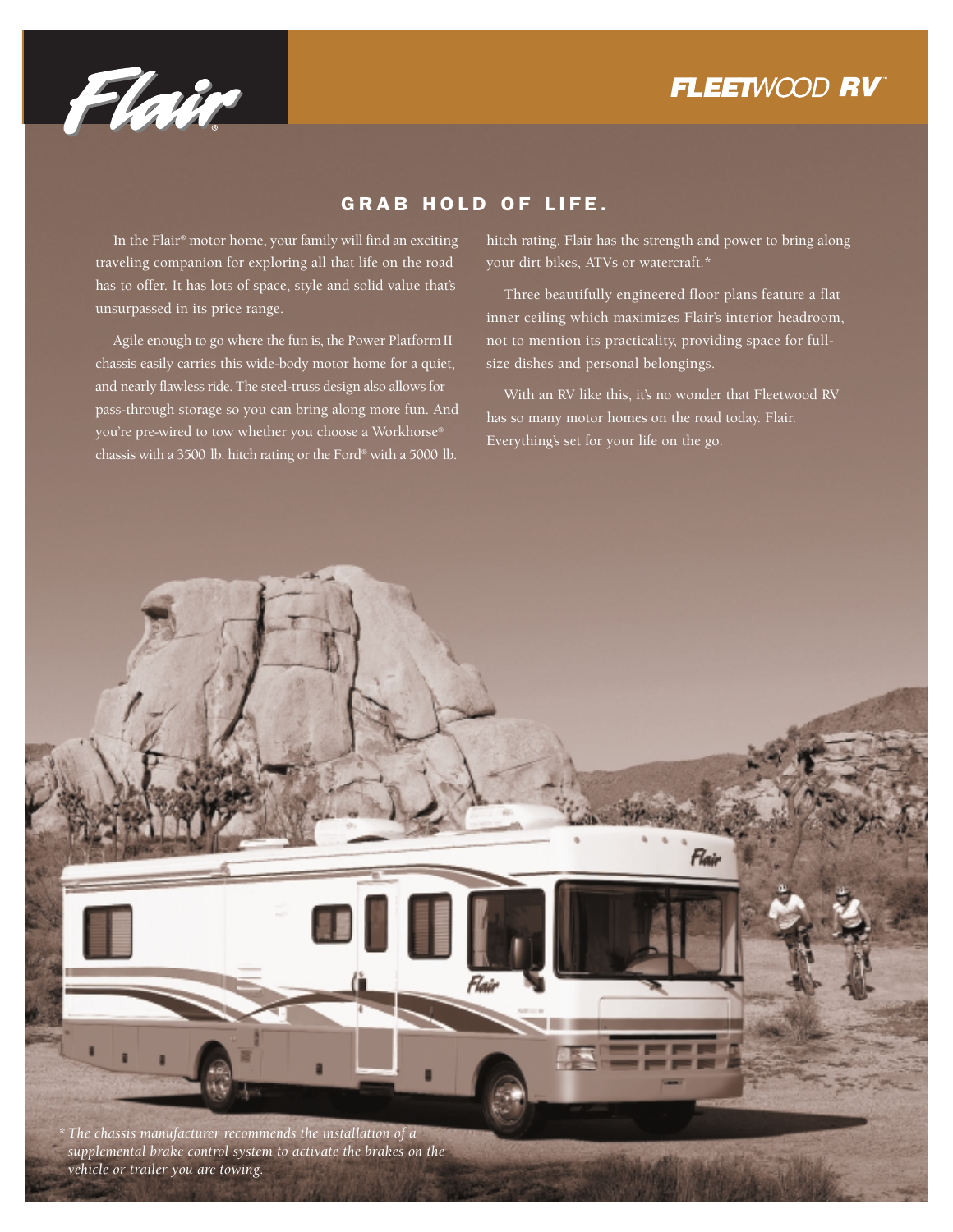Flair®

FLEETWOOD RV™

## GRAB HOLD OF LIFE.

In the Flair® motor home, your family will find an exciting traveling companion for exploring all that life on the road has to offer. It has lots of space, style and solid value that's unsurpassed in its price range.

Agile enough to go where the fun is, the Power Platform II chassis easily carries this wide-body motor home for a quiet, and nearly flawless ride. The steel-truss design also allows for pass-through storage so you can bring along more fun. And you're pre-wired to tow whether you choose a Workhorse® chassis with a 3500 lb. hitch rating or the Ford® with a 5000 lb. hitch rating. Flair has the strength and power to bring along your dirt bikes, ATVs or watercraft.*

Three beautifully engineered floor plans feature a flat inner ceiling which maximizes Flair's interior headroom, not to mention its practicality, providing space for full-size dishes and personal belongings.

With an RV like this, it's no wonder that Fleetwood RV has so many motor homes on the road today. Flair. Everything's set for your life on the go.

*\* The chassis manufacturer recommends the installation of a supplemental brake control system to activate the brakes on the vehicle or trailer you are towing.*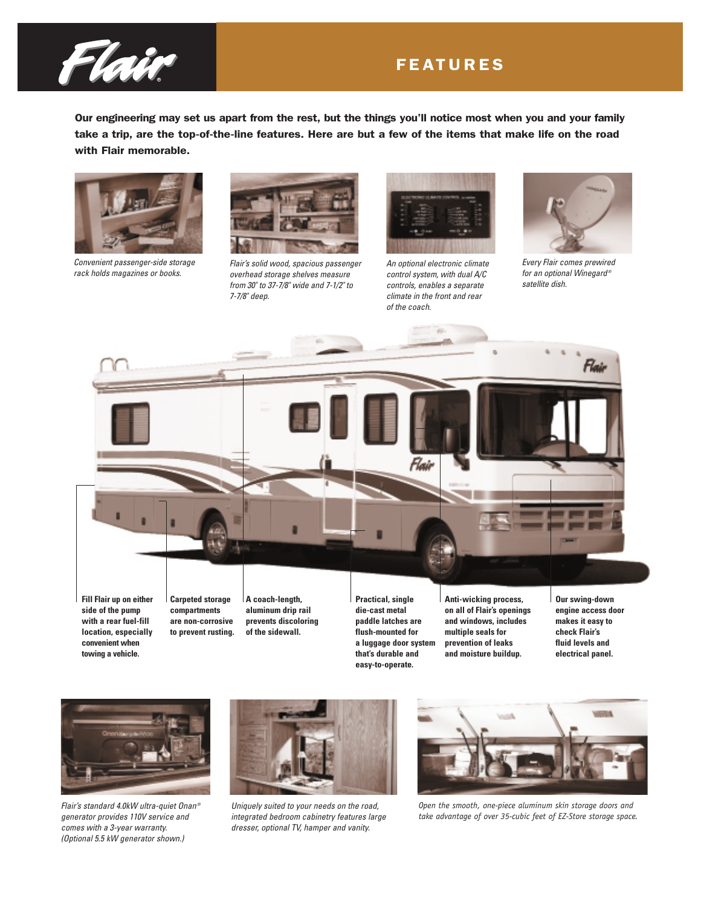# Flair®

## FEATURES

**Our engineering may set us apart from the rest, but the things you'll notice most when you and your family take a trip, are the top-of-the-line features. Here are but a few of the items that make life on the road with Flair memorable.**

*Convenient passenger-side storage rack holds magazines or books.*

*Flair's solid wood, spacious passenger overhead storage shelves measure from 30" to 37-7/8" wide and 7-1/2" to 7-7/8" deep.*

*An optional electronic climate control system, with dual A/C controls, enables a separate climate in the front and rear of the coach.*

*Every Flair comes prewired for an optional Winegard® satellite dish.*

**Fill Flair up on either side of the pump with a rear fuel-fill location, especially convenient when towing a vehicle.**

**Carpeted storage compartments are non-corrosive to prevent rusting.**

**A coach-length, aluminum drip rail prevents discoloring of the sidewall.**

**Practical, single die-cast metal paddle latches are flush-mounted for a luggage door system that's durable and easy-to-operate.**

**Anti-wicking process, on all of Flair's openings and windows, includes multiple seals for prevention of leaks and moisture buildup.**

**Our swing-down engine access door makes it easy to check Flair's fluid levels and electrical panel.**

*Flair's standard 4.0kW ultra-quiet Onan® generator provides 110V service and comes with a 3-year warranty. (Optional 5.5 kW generator shown.)*

*Uniquely suited to your needs on the road, integrated bedroom cabinetry features large dresser, optional TV, hamper and vanity.*

*Open the smooth, one-piece aluminum skin storage doors and take advantage of over 35-cubic feet of EZ-Store storage space.*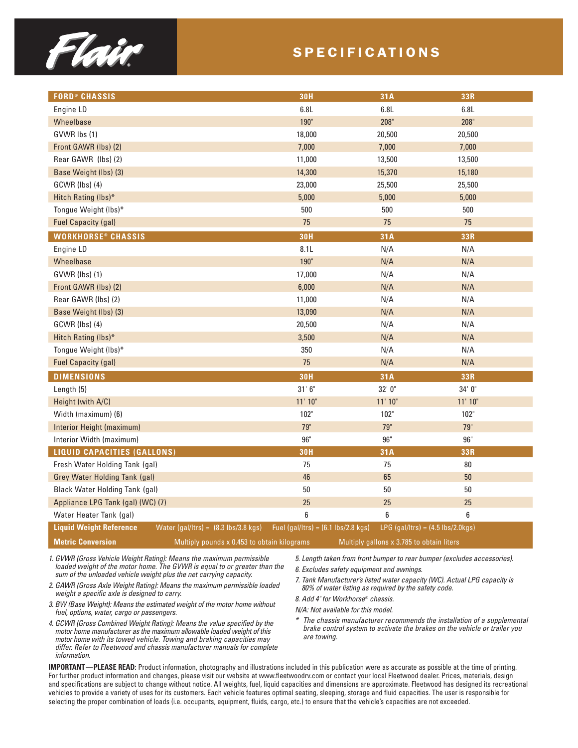# Flair®

## SPECIFICATIONS

| FORD® CHASSIS | 30H | 31A | 33R |
|---|---|---|---|
| Engine LD | 6.8L | 6.8L | 6.8L |
| Wheelbase | 190" | 208" | 208" |
| GVWR lbs (1) | 18,000 | 20,500 | 20,500 |
| Front GAWR (lbs) (2) | 7,000 | 7,000 | 7,000 |
| Rear GAWR (lbs) (2) | 11,000 | 13,500 | 13,500 |
| Base Weight (lbs) (3) | 14,300 | 15,370 | 15,180 |
| GCWR (lbs) (4) | 23,000 | 25,500 | 25,500 |
| Hitch Rating (lbs)* | 5,000 | 5,000 | 5,000 |
| Tongue Weight (lbs)* | 500 | 500 | 500 |
| Fuel Capacity (gal) | 75 | 75 | 75 |
| **WORKHORSE® CHASSIS** | **30H** | **31A** | **33R** |
| Engine LD | 8.1L | N/A | N/A |
| Wheelbase | 190" | N/A | N/A |
| GVWR (lbs) (1) | 17,000 | N/A | N/A |
| Front GAWR (lbs) (2) | 6,000 | N/A | N/A |
| Rear GAWR (lbs) (2) | 11,000 | N/A | N/A |
| Base Weight (lbs) (3) | 13,090 | N/A | N/A |
| GCWR (lbs) (4) | 20,500 | N/A | N/A |
| Hitch Rating (lbs)* | 3,500 | N/A | N/A |
| Tongue Weight (lbs)* | 350 | N/A | N/A |
| Fuel Capacity (gal) | 75 | N/A | N/A |
| **DIMENSIONS** | **30H** | **31A** | **33R** |
| Length (5) | 31' 6" | 32' 0" | 34' 0" |
| Height (with A/C) | 11' 10" | 11' 10" | 11' 10" |
| Width (maximum) (6) | 102" | 102" | 102" |
| Interior Height (maximum) | 79" | 79" | 79" |
| Interior Width (maximum) | 96" | 96" | 96" |
| **LIQUID CAPACITIES (GALLONS)** | **30H** | **31A** | **33R** |
| Fresh Water Holding Tank (gal) | 75 | 75 | 80 |
| Grey Water Holding Tank (gal) | 46 | 65 | 50 |
| Black Water Holding Tank (gal) | 50 | 50 | 50 |
| Appliance LPG Tank (gal) (WC) (7) | 25 | 25 | 25 |
| Water Heater Tank (gal) | 6 | 6 | 6 |

**Liquid Weight Reference** Water (gal/ltrs) = (8.3 lbs/3.8 kgs) Fuel (gal/ltrs) = (6.1 lbs/2.8 kgs) LPG (gal/ltrs) = (4.5 lbs/2.0kgs)

**Metric Conversion** Multiply pounds x 0.453 to obtain kilograms Multiply gallons x 3.785 to obtain liters

*1. GVWR (Gross Vehicle Weight Rating): Means the maximum permissible loaded weight of the motor home. The GVWR is equal to or greater than the sum of the unloaded vehicle weight plus the net carrying capacity.*

*2. GAWR (Gross Axle Weight Rating): Means the maximum permissible loaded weight a specific axle is designed to carry.*

*3. BW (Base Weight): Means the estimated weight of the motor home without fuel, options, water, cargo or passengers.*

*4. GCWR (Gross Combined Weight Rating): Means the value specified by the motor home manufacturer as the maximum allowable loaded weight of this motor home with its towed vehicle. Towing and braking capacities may differ. Refer to Fleetwood and chassis manufacturer manuals for complete information.*

*5. Length taken from front bumper to rear bumper (excludes accessories).*

*6. Excludes safety equipment and awnings.*

*7. Tank Manufacturer's listed water capacity (WC). Actual LPG capacity is 80% of water listing as required by the safety code.*

*8. Add 4" for Workhorse® chassis.*

*N/A: Not available for this model.*

*\* The chassis manufacturer recommends the installation of a supplemental brake control system to activate the brakes on the vehicle or trailer you are towing.*

**IMPORTANT—PLEASE READ:** Product information, photography and illustrations included in this publication were as accurate as possible at the time of printing. For further product information and changes, please visit our website at www.fleetwoodrv.com or contact your local Fleetwood dealer. Prices, materials, design and specifications are subject to change without notice. All weights, fuel, liquid capacities and dimensions are approximate. Fleetwood has designed its recreational vehicles to provide a variety of uses for its customers. Each vehicle features optimal seating, sleeping, storage and fluid capacities. The user is responsible for selecting the proper combination of loads (i.e. occupants, equipment, fluids, cargo, etc.) to ensure that the vehicle's capacities are not exceeded.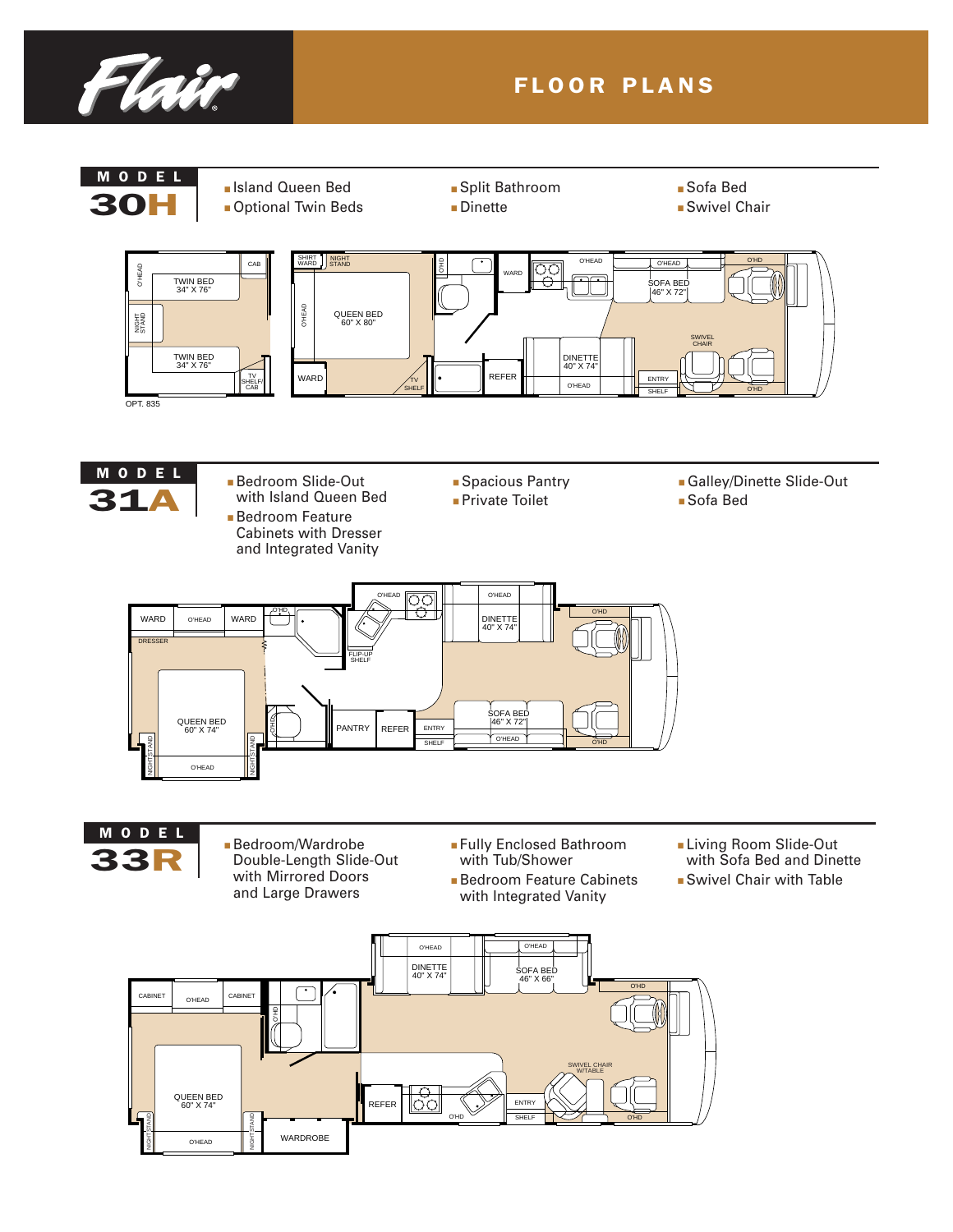# Flair

## FLOOR PLANS

## MODEL 30H

- Island Queen Bed
- Optional Twin Beds
- Split Bathroom
- Dinette
- Sofa Bed
- Swivel Chair

O'HEAD
TWIN BED 34" X 76"
CAB
NIGHT STAND
TWIN BED 34" X 76"
TV SHELF/ CAB
OPT. 835

SHIRT WARD
NIGHT STAND
O'HEAD
QUEEN BED 60" X 80"
WARD
TV SHELF
O'HD
WARD
REFER
O'HEAD
DINETTE 40" X 74"
O'HEAD
O'HEAD
SOFA BED 46" X 72"
SWIVEL CHAIR
ENTRY
SHELF
O'HD
O'HD

## MODEL 31A

- Bedroom Slide-Out with Island Queen Bed
- Bedroom Feature Cabinets with Dresser and Integrated Vanity
- Spacious Pantry
- Private Toilet
- Galley/Dinette Slide-Out
- Sofa Bed

WARD
O'HEAD
WARD
DRESSER
QUEEN BED 60" X 74"
NIGHT STAND
NIGHT STAND
O'HEAD
O'HD
O'HD
O'HEAD
FLIP-UP SHELF
PANTRY
REFER
O'HEAD
DINETTE 40" X 74"
O'HD
SOFA BED 46" X 72"
O'HEAD
ENTRY
SHELF
O'HD

## MODEL 33R

- Bedroom/Wardrobe Double-Length Slide-Out with Mirrored Doors and Large Drawers
- Fully Enclosed Bathroom with Tub/Shower
- Bedroom Feature Cabinets with Integrated Vanity
- Living Room Slide-Out with Sofa Bed and Dinette
- Swivel Chair with Table

CABINET
O'HEAD
CABINET
O'HD
QUEEN BED 60" X 74"
NIGHT STAND
NIGHT STAND
O'HEAD
WARDROBE
O'HEAD
DINETTE 40" X 74"
O'HEAD
SOFA BED 46" X 66"
O'HD
REFER
O'HD
SWIVEL CHAIR W/TABLE
ENTRY
SHELF
O'HD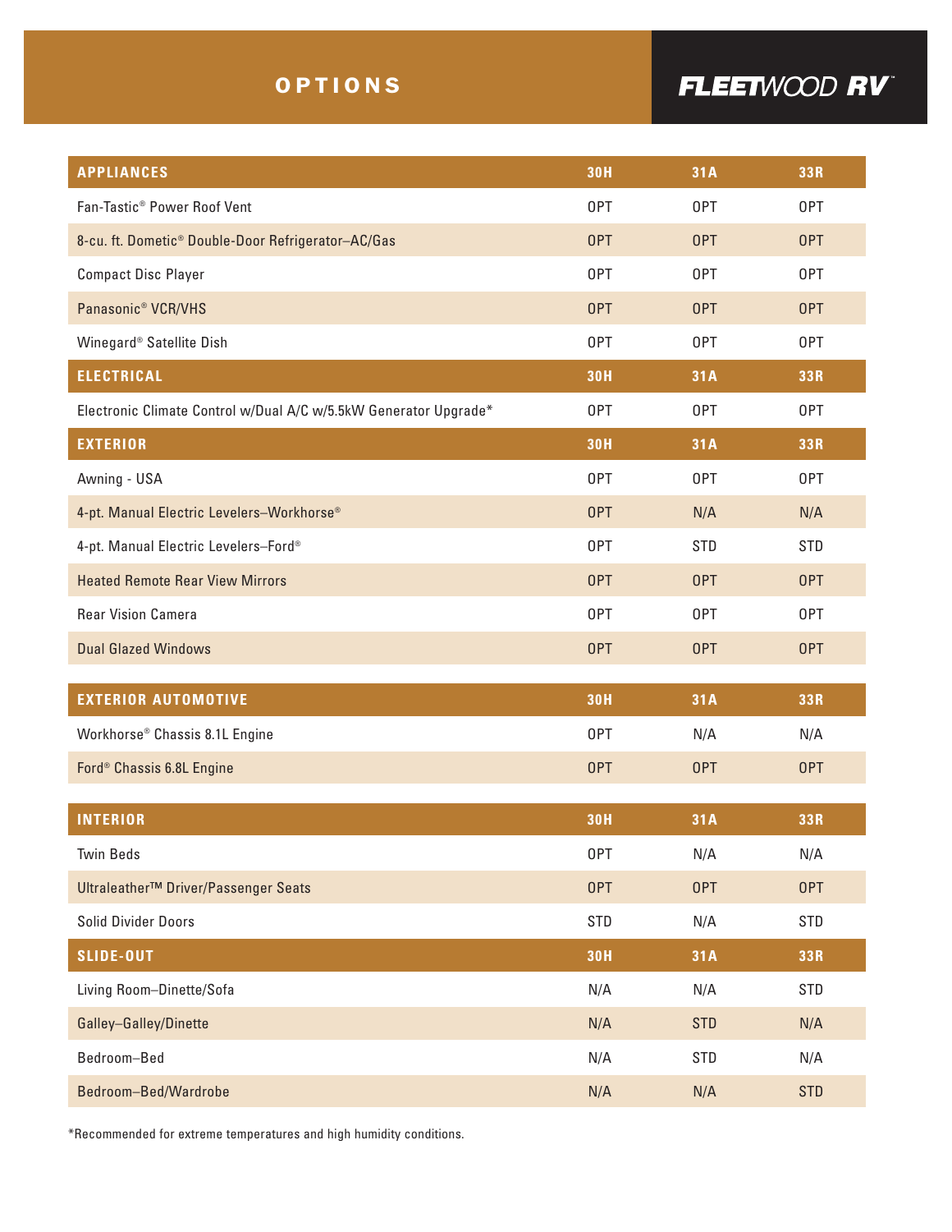# OPTIONS

FLEETWOOD RV™

| APPLIANCES | 30H | 31A | 33R |
|---|---|---|---|
| Fan-Tastic® Power Roof Vent | OPT | OPT | OPT |
| 8-cu. ft. Dometic® Double-Door Refrigerator–AC/Gas | OPT | OPT | OPT |
| Compact Disc Player | OPT | OPT | OPT |
| Panasonic® VCR/VHS | OPT | OPT | OPT |
| Winegard® Satellite Dish | OPT | OPT | OPT |
| **ELECTRICAL** | **30H** | **31A** | **33R** |
| Electronic Climate Control w/Dual A/C w/5.5kW Generator Upgrade* | OPT | OPT | OPT |
| **EXTERIOR** | **30H** | **31A** | **33R** |
| Awning - USA | OPT | OPT | OPT |
| 4-pt. Manual Electric Levelers–Workhorse® | OPT | N/A | N/A |
| 4-pt. Manual Electric Levelers–Ford® | OPT | STD | STD |
| Heated Remote Rear View Mirrors | OPT | OPT | OPT |
| Rear Vision Camera | OPT | OPT | OPT |
| Dual Glazed Windows | OPT | OPT | OPT |

| EXTERIOR AUTOMOTIVE | 30H | 31A | 33R |
|---|---|---|---|
| Workhorse® Chassis 8.1L Engine | OPT | N/A | N/A |
| Ford® Chassis 6.8L Engine | OPT | OPT | OPT |

| INTERIOR | 30H | 31A | 33R |
|---|---|---|---|
| Twin Beds | OPT | N/A | N/A |
| Ultraleather™ Driver/Passenger Seats | OPT | OPT | OPT |
| Solid Divider Doors | STD | N/A | STD |
| **SLIDE-OUT** | **30H** | **31A** | **33R** |
| Living Room–Dinette/Sofa | N/A | N/A | STD |
| Galley–Galley/Dinette | N/A | STD | N/A |
| Bedroom–Bed | N/A | STD | N/A |
| Bedroom–Bed/Wardrobe | N/A | N/A | STD |

*Recommended for extreme temperatures and high humidity conditions.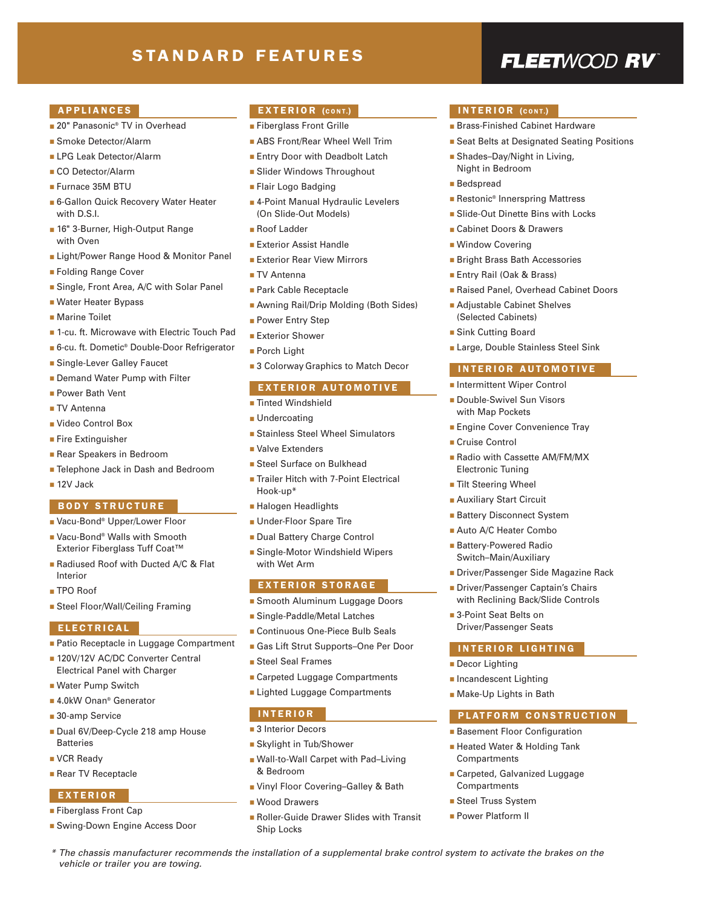# STANDARD FEATURES

FLEETWOOD RV

## APPLIANCES

- 20" Panasonic® TV in Overhead
- Smoke Detector/Alarm
- LPG Leak Detector/Alarm
- CO Detector/Alarm
- Furnace 35M BTU
- 6-Gallon Quick Recovery Water Heater with D.S.I.
- 16" 3-Burner, High-Output Range with Oven
- Light/Power Range Hood & Monitor Panel
- Folding Range Cover
- Single, Front Area, A/C with Solar Panel
- Water Heater Bypass
- Marine Toilet
- 1-cu. ft. Microwave with Electric Touch Pad
- 6-cu. ft. Dometic® Double-Door Refrigerator
- Single-Lever Galley Faucet
- Demand Water Pump with Filter
- Power Bath Vent
- TV Antenna
- Video Control Box
- Fire Extinguisher
- Rear Speakers in Bedroom
- Telephone Jack in Dash and Bedroom
- 12V Jack

## BODY STRUCTURE

- Vacu-Bond® Upper/Lower Floor
- Vacu-Bond® Walls with Smooth Exterior Fiberglass Tuff Coat™
- Radiused Roof with Ducted A/C & Flat Interior
- TPO Roof
- Steel Floor/Wall/Ceiling Framing

## ELECTRICAL

- Patio Receptacle in Luggage Compartment
- 120V/12V AC/DC Converter Central Electrical Panel with Charger
- Water Pump Switch
- 4.0kW Onan® Generator
- 30-amp Service
- Dual 6V/Deep-Cycle 218 amp House Batteries
- VCR Ready
- Rear TV Receptacle

## EXTERIOR

- Fiberglass Front Cap
- Swing-Down Engine Access Door

## EXTERIOR (CONT.)

- Fiberglass Front Grille
- ABS Front/Rear Wheel Well Trim
- Entry Door with Deadbolt Latch
- Slider Windows Throughout
- Flair Logo Badging
- 4-Point Manual Hydraulic Levelers (On Slide-Out Models)
- Roof Ladder
- Exterior Assist Handle
- Exterior Rear View Mirrors
- TV Antenna
- Park Cable Receptacle
- Awning Rail/Drip Molding (Both Sides)
- Power Entry Step
- Exterior Shower
- Porch Light
- 3 Colorway Graphics to Match Decor

## EXTERIOR AUTOMOTIVE

- Tinted Windshield
- Undercoating
- Stainless Steel Wheel Simulators
- Valve Extenders
- Steel Surface on Bulkhead
- Trailer Hitch with 7-Point Electrical Hook-up*
- Halogen Headlights
- Under-Floor Spare Tire
- Dual Battery Charge Control
- Single-Motor Windshield Wipers with Wet Arm

## EXTERIOR STORAGE

- Smooth Aluminum Luggage Doors
- Single-Paddle/Metal Latches
- Continuous One-Piece Bulb Seals
- Gas Lift Strut Supports–One Per Door
- Steel Seal Frames
- Carpeted Luggage Compartments
- Lighted Luggage Compartments

## INTERIOR

- 3 Interior Decors
- Skylight in Tub/Shower
- Wall-to-Wall Carpet with Pad–Living & Bedroom
- Vinyl Floor Covering–Galley & Bath
- Wood Drawers
- Roller-Guide Drawer Slides with Transit Ship Locks

## INTERIOR (CONT.)

- Brass-Finished Cabinet Hardware
- Seat Belts at Designated Seating Positions
- Shades–Day/Night in Living, Night in Bedroom
- Bedspread
- Restonic® Innerspring Mattress
- Slide-Out Dinette Bins with Locks
- Cabinet Doors & Drawers
- Window Covering
- Bright Brass Bath Accessories
- Entry Rail (Oak & Brass)
- Raised Panel, Overhead Cabinet Doors
- Adjustable Cabinet Shelves (Selected Cabinets)
- Sink Cutting Board
- Large, Double Stainless Steel Sink

## INTERIOR AUTOMOTIVE

- Intermittent Wiper Control
- Double-Swivel Sun Visors with Map Pockets
- Engine Cover Convenience Tray
- Cruise Control
- Radio with Cassette AM/FM/MX Electronic Tuning
- Tilt Steering Wheel
- Auxiliary Start Circuit
- Battery Disconnect System
- Auto A/C Heater Combo
- Battery-Powered Radio Switch–Main/Auxiliary
- Driver/Passenger Side Magazine Rack
- Driver/Passenger Captain's Chairs with Reclining Back/Slide Controls
- 3-Point Seat Belts on Driver/Passenger Seats

## INTERIOR LIGHTING

- Decor Lighting
- Incandescent Lighting
- Make-Up Lights in Bath

## PLATFORM CONSTRUCTION

- Basement Floor Configuration
- Heated Water & Holding Tank Compartments
- Carpeted, Galvanized Luggage Compartments
- Steel Truss System
- Power Platform II

*\* The chassis manufacturer recommends the installation of a supplemental brake control system to activate the brakes on the vehicle or trailer you are towing.*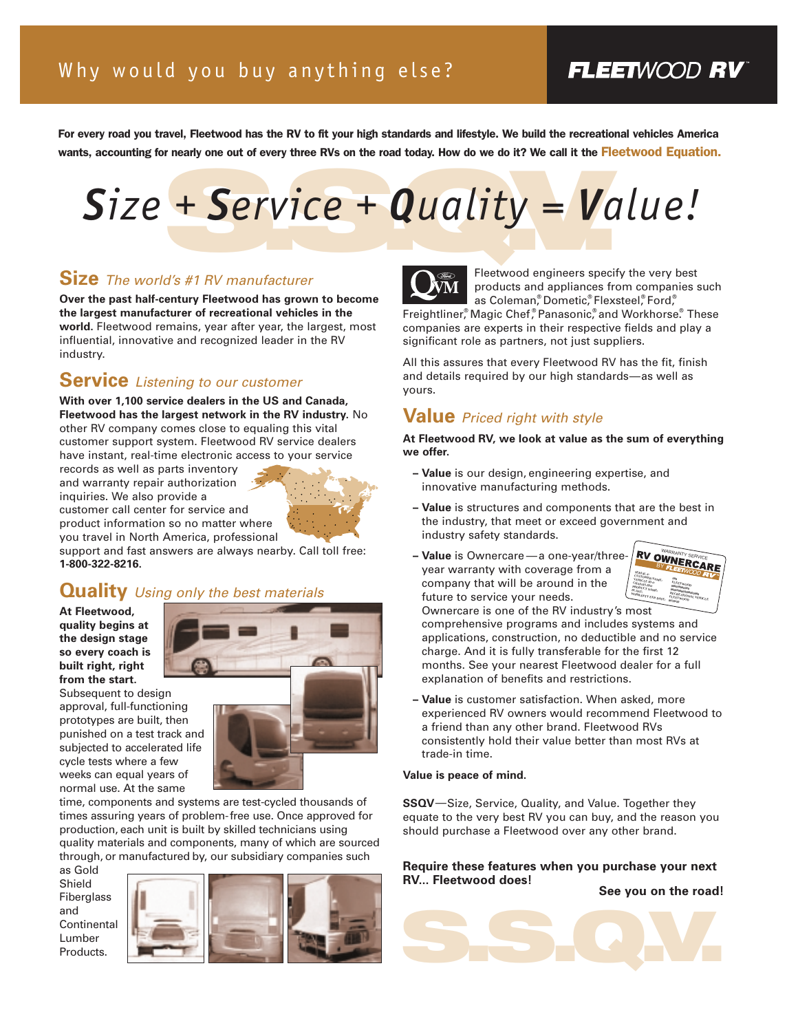# Why would you buy anything else?

**FLEETWOOD RV**

**For every road you travel, Fleetwood has the RV to fit your high standards and lifestyle. We build the recreational vehicles America wants, accounting for nearly one out of every three RVs on the road today. How do we do it? We call it the Fleetwood Equation.**

# *Size + Service + Quality = Value!*

## Size *The world's #1 RV manufacturer*

**Over the past half-century Fleetwood has grown to become the largest manufacturer of recreational vehicles in the world.** Fleetwood remains, year after year, the largest, most influential, innovative and recognized leader in the RV industry.

## Service *Listening to our customer*

**With over 1,100 service dealers in the US and Canada, Fleetwood has the largest network in the RV industry.** No other RV company comes close to equaling this vital customer support system. Fleetwood RV service dealers have instant, real-time electronic access to your service records as well as parts inventory and warranty repair authorization inquiries. We also provide a customer call center for service and product information so no matter where you travel in North America, professional support and fast answers are always nearby. Call toll free: **1-800-322-8216**.

## Quality *Using only the best materials*

**At Fleetwood, quality begins at the design stage so every coach is built right, right from the start.** Subsequent to design approval, full-functioning prototypes are built, then punished on a test track and subjected to accelerated life cycle tests where a few weeks can equal years of normal use. At the same time, components and systems are test-cycled thousands of times assuring years of problem-free use. Once approved for production, each unit is built by skilled technicians using quality materials and components, many of which are sourced through, or manufactured by, our subsidiary companies such as Gold Shield Fiberglass and Continental Lumber Products.

Fleetwood engineers specify the very best products and appliances from companies such as Coleman,® Dometic,® Flexsteel,® Ford,® Freightliner,® Magic Chef,® Panasonic,® and Workhorse.® These companies are experts in their respective fields and play a significant role as partners, not just suppliers.

All this assures that every Fleetwood RV has the fit, finish and details required by our high standards—as well as yours.

## Value *Priced right with style*

**At Fleetwood RV, we look at value as the sum of everything we offer.**

- **Value** is our design, engineering expertise, and innovative manufacturing methods.
- **Value** is structures and components that are the best in the industry, that meet or exceed government and industry safety standards.
- **Value** is Ownercare—a one-year/three-year warranty with coverage from a company that will be around in the future to service your needs. Ownercare is one of the RV industry's most comprehensive programs and includes systems and applications, construction, no deductible and no service charge. And it is fully transferable for the first 12 months. See your nearest Fleetwood dealer for a full explanation of benefits and restrictions.
- **Value** is customer satisfaction. When asked, more experienced RV owners would recommend Fleetwood to a friend than any other brand. Fleetwood RVs consistently hold their value better than most RVs at trade-in time.

**Value is peace of mind.**

**SSQV**—Size, Service, Quality, and Value. Together they equate to the very best RV you can buy, and the reason you should purchase a Fleetwood over any other brand.

**Require these features when you purchase your next RV... Fleetwood does!**

**See you on the road!**

S.S.Q.V.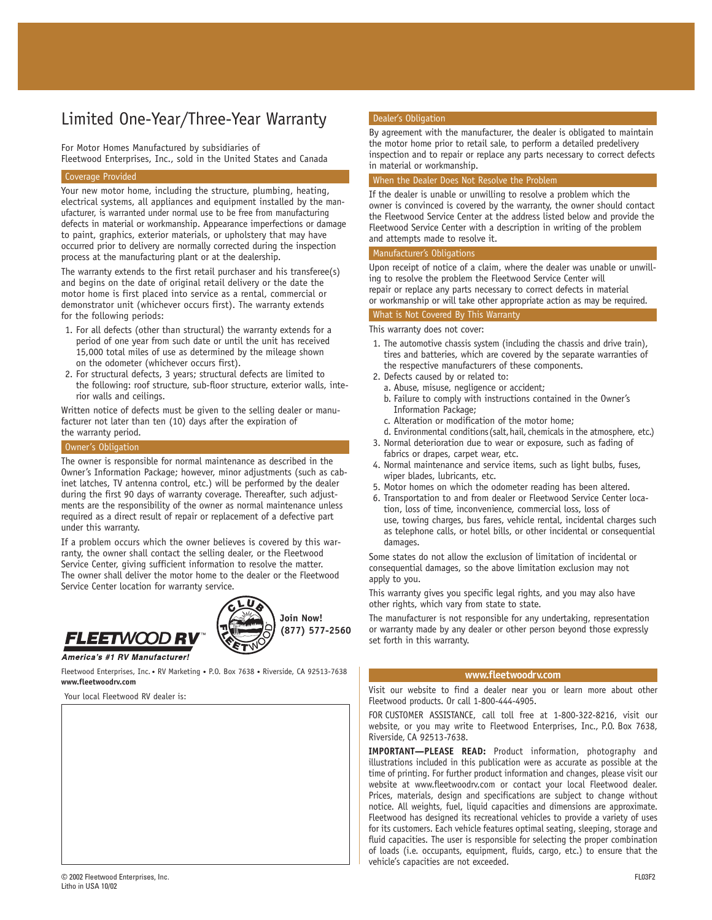# Limited One-Year/Three-Year Warranty

For Motor Homes Manufactured by subsidiaries of
Fleetwood Enterprises, Inc., sold in the United States and Canada

## Coverage Provided

Your new motor home, including the structure, plumbing, heating, electrical systems, all appliances and equipment installed by the manufacturer, is warranted under normal use to be free from manufacturing defects in material or workmanship. Appearance imperfections or damage to paint, graphics, exterior materials, or upholstery that may have occurred prior to delivery are normally corrected during the inspection process at the manufacturing plant or at the dealership.

The warranty extends to the first retail purchaser and his transferee(s) and begins on the date of original retail delivery or the date the motor home is first placed into service as a rental, commercial or demonstrator unit (whichever occurs first). The warranty extends for the following periods:

1. For all defects (other than structural) the warranty extends for a period of one year from such date or until the unit has received 15,000 total miles of use as determined by the mileage shown on the odometer (whichever occurs first).
2. For structural defects, 3 years; structural defects are limited to the following: roof structure, sub-floor structure, exterior walls, interior walls and ceilings.

Written notice of defects must be given to the selling dealer or manufacturer not later than ten (10) days after the expiration of the warranty period.

## Owner's Obligation

The owner is responsible for normal maintenance as described in the Owner's Information Package; however, minor adjustments (such as cabinet latches, TV antenna control, etc.) will be performed by the dealer during the first 90 days of warranty coverage. Thereafter, such adjustments are the responsibility of the owner as normal maintenance unless required as a direct result of repair or replacement of a defective part under this warranty.

If a problem occurs which the owner believes is covered by this warranty, the owner shall contact the selling dealer, or the Fleetwood Service Center, giving sufficient information to resolve the matter. The owner shall deliver the motor home to the dealer or the Fleetwood Service Center location for warranty service.

## Dealer's Obligation

By agreement with the manufacturer, the dealer is obligated to maintain the motor home prior to retail sale, to perform a detailed predelivery inspection and to repair or replace any parts necessary to correct defects in material or workmanship.

## When the Dealer Does Not Resolve the Problem

If the dealer is unable or unwilling to resolve a problem which the owner is convinced is covered by the warranty, the owner should contact the Fleetwood Service Center at the address listed below and provide the Fleetwood Service Center with a description in writing of the problem and attempts made to resolve it.

## Manufacturer's Obligations

Upon receipt of notice of a claim, where the dealer was unable or unwilling to resolve the problem the Fleetwood Service Center will repair or replace any parts necessary to correct defects in material or workmanship or will take other appropriate action as may be required.

## What is Not Covered By This Warranty

This warranty does not cover:

1. The automotive chassis system (including the chassis and drive train), tires and batteries, which are covered by the separate warranties of the respective manufacturers of these components.
2. Defects caused by or related to:
   a. Abuse, misuse, negligence or accident;
   b. Failure to comply with instructions contained in the Owner's Information Package;
   c. Alteration or modification of the motor home;
   d. Environmental conditions (salt, hail, chemicals in the atmosphere, etc.)
3. Normal deterioration due to wear or exposure, such as fading of fabrics or drapes, carpet wear, etc.
4. Normal maintenance and service items, such as light bulbs, fuses, wiper blades, lubricants, etc.
5. Motor homes on which the odometer reading has been altered.
6. Transportation to and from dealer or Fleetwood Service Center location, loss of time, inconvenience, commercial loss, loss of use, towing charges, bus fares, vehicle rental, incidental charges such as telephone calls, or hotel bills, or other incidental or consequential damages.

Some states do not allow the exclusion of limitation of incidental or consequential damages, so the above limitation exclusion may not apply to you.

This warranty gives you specific legal rights, and you may also have other rights, which vary from state to state.

The manufacturer is not responsible for any undertaking, representation or warranty made by any dealer or other person beyond those expressly set forth in this warranty.

**FLEETWOOD RV™**
*America's #1 RV Manufacturer!*

CLUB FLEETWOOD **Join Now! (877) 577-2560**

Fleetwood Enterprises, Inc. • RV Marketing • P.O. Box 7638 • Riverside, CA 92513-7638
**www.fleetwoodrv.com**

Your local Fleetwood RV dealer is:

**www.fleetwoodrv.com**

Visit our website to find a dealer near you or learn more about other Fleetwood products. Or call 1-800-444-4905.

FOR CUSTOMER ASSISTANCE, call toll free at 1-800-322-8216, visit our website, or you may write to Fleetwood Enterprises, Inc., P.O. Box 7638, Riverside, CA 92513-7638.

**IMPORTANT—PLEASE READ:** Product information, photography and illustrations included in this publication were as accurate as possible at the time of printing. For further product information and changes, please visit our website at www.fleetwoodrv.com or contact your local Fleetwood dealer. Prices, materials, design and specifications are subject to change without notice. All weights, fuel, liquid capacities and dimensions are approximate. Fleetwood has designed its recreational vehicles to provide a variety of uses for its customers. Each vehicle features optimal seating, sleeping, storage and fluid capacities. The user is responsible for selecting the proper combination of loads (i.e. occupants, equipment, fluids, cargo, etc.) to ensure that the vehicle's capacities are not exceeded.

© 2002 Fleetwood Enterprises, Inc.
Litho in USA 10/02

FL03F2